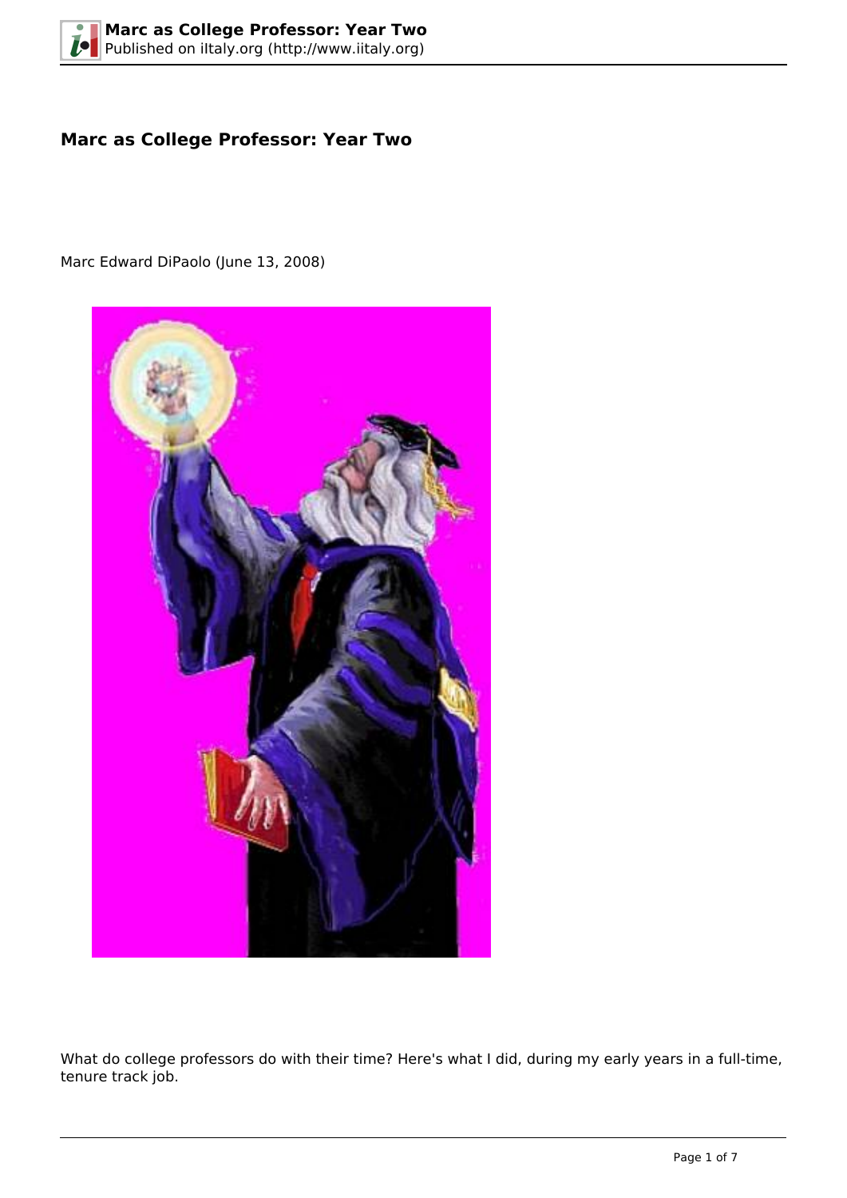# Marc as College Professor: Year Two

Marc Edward DiPaolo (June 13, 2008)

What do college professors do with their time? Here's what I did, during my early years in a full-time, tenure track job.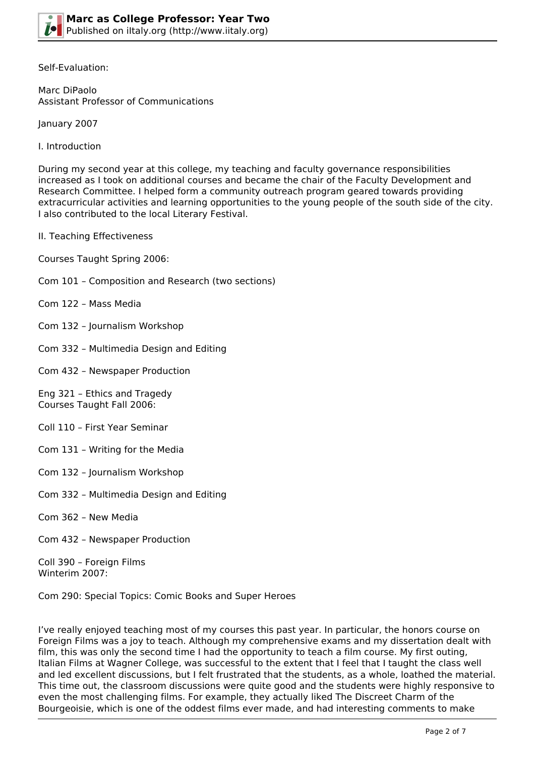Self-Evaluation:

Marc DiPaolo
Assistant Professor of Communications

January 2007

I. Introduction

During my second year at this college, my teaching and faculty governance responsibilities increased as I took on additional courses and became the chair of the Faculty Development and Research Committee. I helped form a community outreach program geared towards providing extracurricular activities and learning opportunities to the young people of the south side of the city. I also contributed to the local Literary Festival.

II. Teaching Effectiveness

Courses Taught Spring 2006:

Com 101 – Composition and Research (two sections)

Com 122 – Mass Media

Com 132 – Journalism Workshop

Com 332 – Multimedia Design and Editing

Com 432 – Newspaper Production

Eng 321 – Ethics and Tragedy
Courses Taught Fall 2006:

Coll 110 – First Year Seminar

Com 131 – Writing for the Media

Com 132 – Journalism Workshop

Com 332 – Multimedia Design and Editing

Com 362 – New Media

Com 432 – Newspaper Production

Coll 390 – Foreign Films
Winterim 2007:

Com 290: Special Topics: Comic Books and Super Heroes

I've really enjoyed teaching most of my courses this past year. In particular, the honors course on Foreign Films was a joy to teach. Although my comprehensive exams and my dissertation dealt with film, this was only the second time I had the opportunity to teach a film course. My first outing, Italian Films at Wagner College, was successful to the extent that I feel that I taught the class well and led excellent discussions, but I felt frustrated that the students, as a whole, loathed the material. This time out, the classroom discussions were quite good and the students were highly responsive to even the most challenging films. For example, they actually liked The Discreet Charm of the Bourgeoisie, which is one of the oddest films ever made, and had interesting comments to make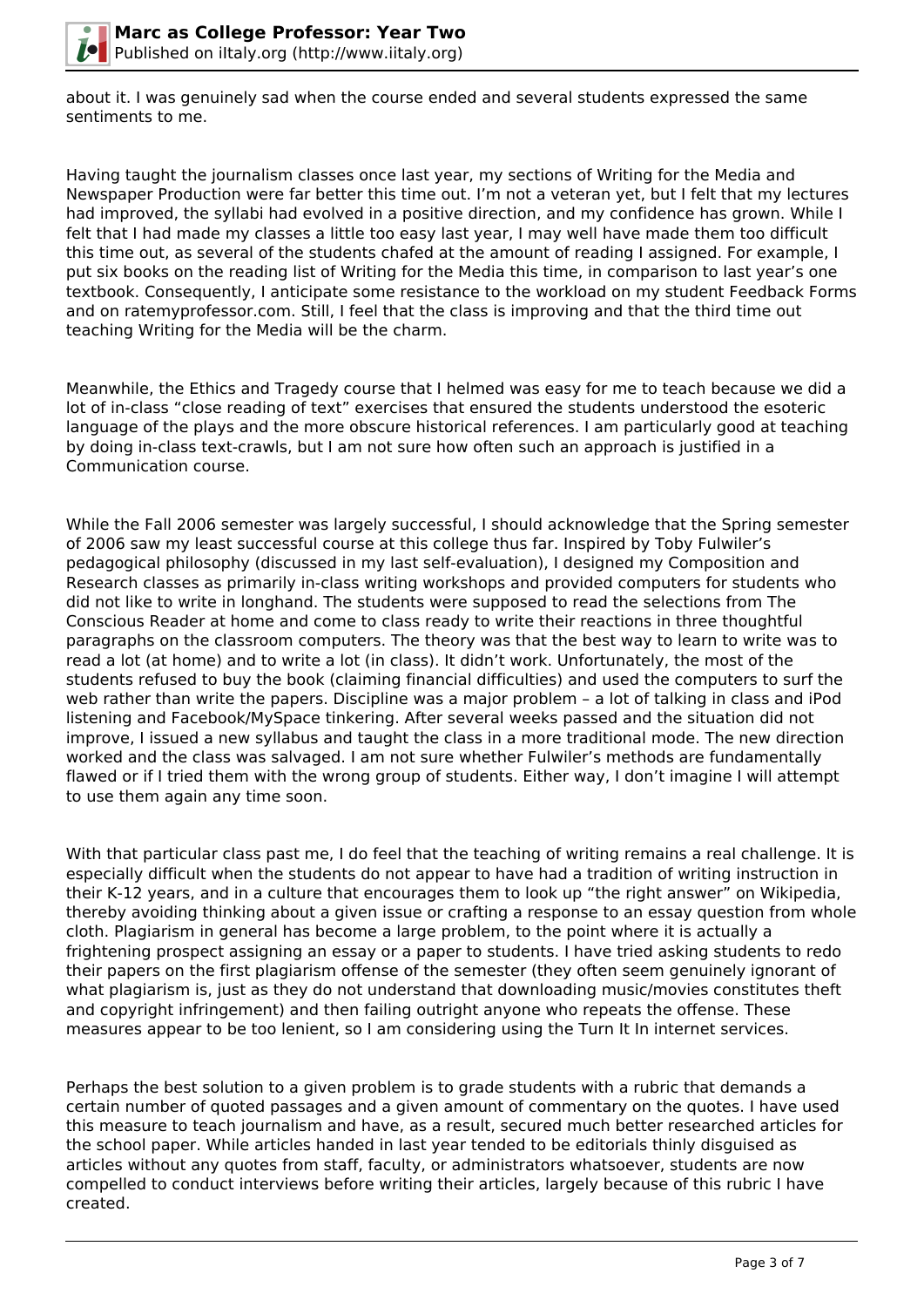about it. I was genuinely sad when the course ended and several students expressed the same sentiments to me.

Having taught the journalism classes once last year, my sections of Writing for the Media and Newspaper Production were far better this time out. I'm not a veteran yet, but I felt that my lectures had improved, the syllabi had evolved in a positive direction, and my confidence has grown. While I felt that I had made my classes a little too easy last year, I may well have made them too difficult this time out, as several of the students chafed at the amount of reading I assigned. For example, I put six books on the reading list of Writing for the Media this time, in comparison to last year's one textbook. Consequently, I anticipate some resistance to the workload on my student Feedback Forms and on ratemyprofessor.com. Still, I feel that the class is improving and that the third time out teaching Writing for the Media will be the charm.

Meanwhile, the Ethics and Tragedy course that I helmed was easy for me to teach because we did a lot of in-class "close reading of text" exercises that ensured the students understood the esoteric language of the plays and the more obscure historical references. I am particularly good at teaching by doing in-class text-crawls, but I am not sure how often such an approach is justified in a Communication course.

While the Fall 2006 semester was largely successful, I should acknowledge that the Spring semester of 2006 saw my least successful course at this college thus far. Inspired by Toby Fulwiler's pedagogical philosophy (discussed in my last self-evaluation), I designed my Composition and Research classes as primarily in-class writing workshops and provided computers for students who did not like to write in longhand. The students were supposed to read the selections from The Conscious Reader at home and come to class ready to write their reactions in three thoughtful paragraphs on the classroom computers. The theory was that the best way to learn to write was to read a lot (at home) and to write a lot (in class). It didn't work. Unfortunately, the most of the students refused to buy the book (claiming financial difficulties) and used the computers to surf the web rather than write the papers. Discipline was a major problem – a lot of talking in class and iPod listening and Facebook/MySpace tinkering. After several weeks passed and the situation did not improve, I issued a new syllabus and taught the class in a more traditional mode. The new direction worked and the class was salvaged. I am not sure whether Fulwiler's methods are fundamentally flawed or if I tried them with the wrong group of students. Either way, I don't imagine I will attempt to use them again any time soon.

With that particular class past me, I do feel that the teaching of writing remains a real challenge. It is especially difficult when the students do not appear to have had a tradition of writing instruction in their K-12 years, and in a culture that encourages them to look up "the right answer" on Wikipedia, thereby avoiding thinking about a given issue or crafting a response to an essay question from whole cloth. Plagiarism in general has become a large problem, to the point where it is actually a frightening prospect assigning an essay or a paper to students. I have tried asking students to redo their papers on the first plagiarism offense of the semester (they often seem genuinely ignorant of what plagiarism is, just as they do not understand that downloading music/movies constitutes theft and copyright infringement) and then failing outright anyone who repeats the offense. These measures appear to be too lenient, so I am considering using the Turn It In internet services.

Perhaps the best solution to a given problem is to grade students with a rubric that demands a certain number of quoted passages and a given amount of commentary on the quotes. I have used this measure to teach journalism and have, as a result, secured much better researched articles for the school paper. While articles handed in last year tended to be editorials thinly disguised as articles without any quotes from staff, faculty, or administrators whatsoever, students are now compelled to conduct interviews before writing their articles, largely because of this rubric I have created.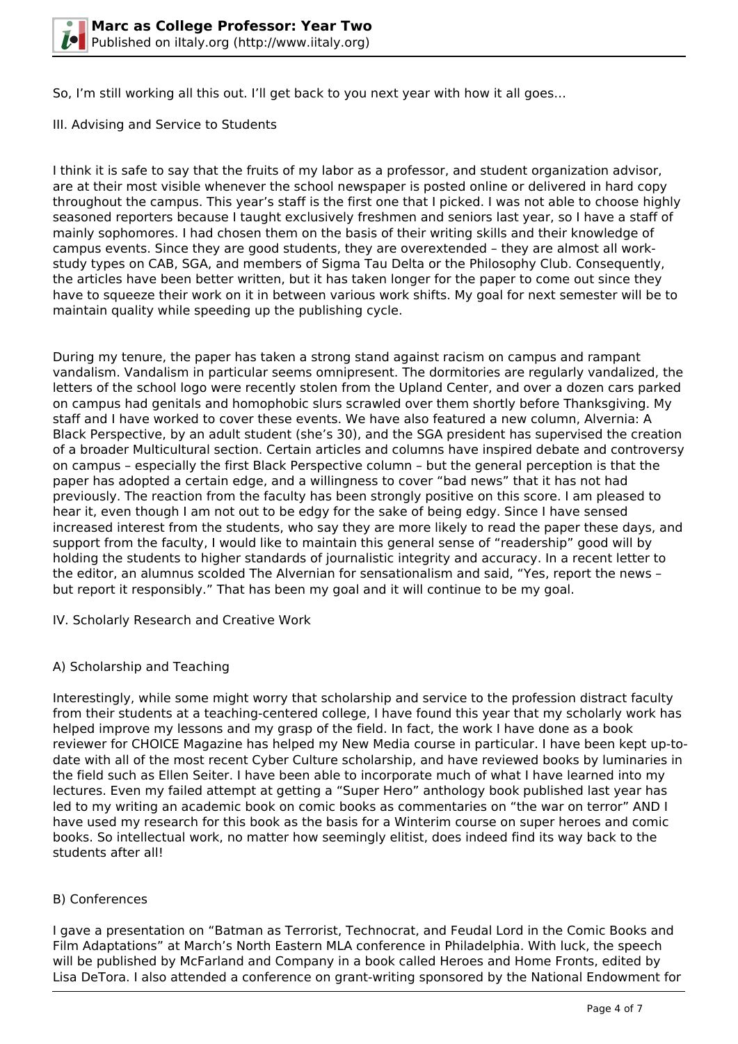So, I'm still working all this out. I'll get back to you next year with how it all goes…

III. Advising and Service to Students

I think it is safe to say that the fruits of my labor as a professor, and student organization advisor, are at their most visible whenever the school newspaper is posted online or delivered in hard copy throughout the campus. This year's staff is the first one that I picked. I was not able to choose highly seasoned reporters because I taught exclusively freshmen and seniors last year, so I have a staff of mainly sophomores. I had chosen them on the basis of their writing skills and their knowledge of campus events. Since they are good students, they are overextended – they are almost all work-study types on CAB, SGA, and members of Sigma Tau Delta or the Philosophy Club. Consequently, the articles have been better written, but it has taken longer for the paper to come out since they have to squeeze their work on it in between various work shifts. My goal for next semester will be to maintain quality while speeding up the publishing cycle.

During my tenure, the paper has taken a strong stand against racism on campus and rampant vandalism. Vandalism in particular seems omnipresent. The dormitories are regularly vandalized, the letters of the school logo were recently stolen from the Upland Center, and over a dozen cars parked on campus had genitals and homophobic slurs scrawled over them shortly before Thanksgiving. My staff and I have worked to cover these events. We have also featured a new column, Alvernia: A Black Perspective, by an adult student (she's 30), and the SGA president has supervised the creation of a broader Multicultural section. Certain articles and columns have inspired debate and controversy on campus – especially the first Black Perspective column – but the general perception is that the paper has adopted a certain edge, and a willingness to cover "bad news" that it has not had previously. The reaction from the faculty has been strongly positive on this score. I am pleased to hear it, even though I am not out to be edgy for the sake of being edgy. Since I have sensed increased interest from the students, who say they are more likely to read the paper these days, and support from the faculty, I would like to maintain this general sense of "readership" good will by holding the students to higher standards of journalistic integrity and accuracy. In a recent letter to the editor, an alumnus scolded The Alvernian for sensationalism and said, "Yes, report the news – but report it responsibly." That has been my goal and it will continue to be my goal.

IV. Scholarly Research and Creative Work

A) Scholarship and Teaching

Interestingly, while some might worry that scholarship and service to the profession distract faculty from their students at a teaching-centered college, I have found this year that my scholarly work has helped improve my lessons and my grasp of the field. In fact, the work I have done as a book reviewer for CHOICE Magazine has helped my New Media course in particular. I have been kept up-to-date with all of the most recent Cyber Culture scholarship, and have reviewed books by luminaries in the field such as Ellen Seiter. I have been able to incorporate much of what I have learned into my lectures. Even my failed attempt at getting a "Super Hero" anthology book published last year has led to my writing an academic book on comic books as commentaries on "the war on terror" AND I have used my research for this book as the basis for a Winterim course on super heroes and comic books. So intellectual work, no matter how seemingly elitist, does indeed find its way back to the students after all!

B) Conferences

I gave a presentation on "Batman as Terrorist, Technocrat, and Feudal Lord in the Comic Books and Film Adaptations" at March's North Eastern MLA conference in Philadelphia. With luck, the speech will be published by McFarland and Company in a book called Heroes and Home Fronts, edited by Lisa DeTora. I also attended a conference on grant-writing sponsored by the National Endowment for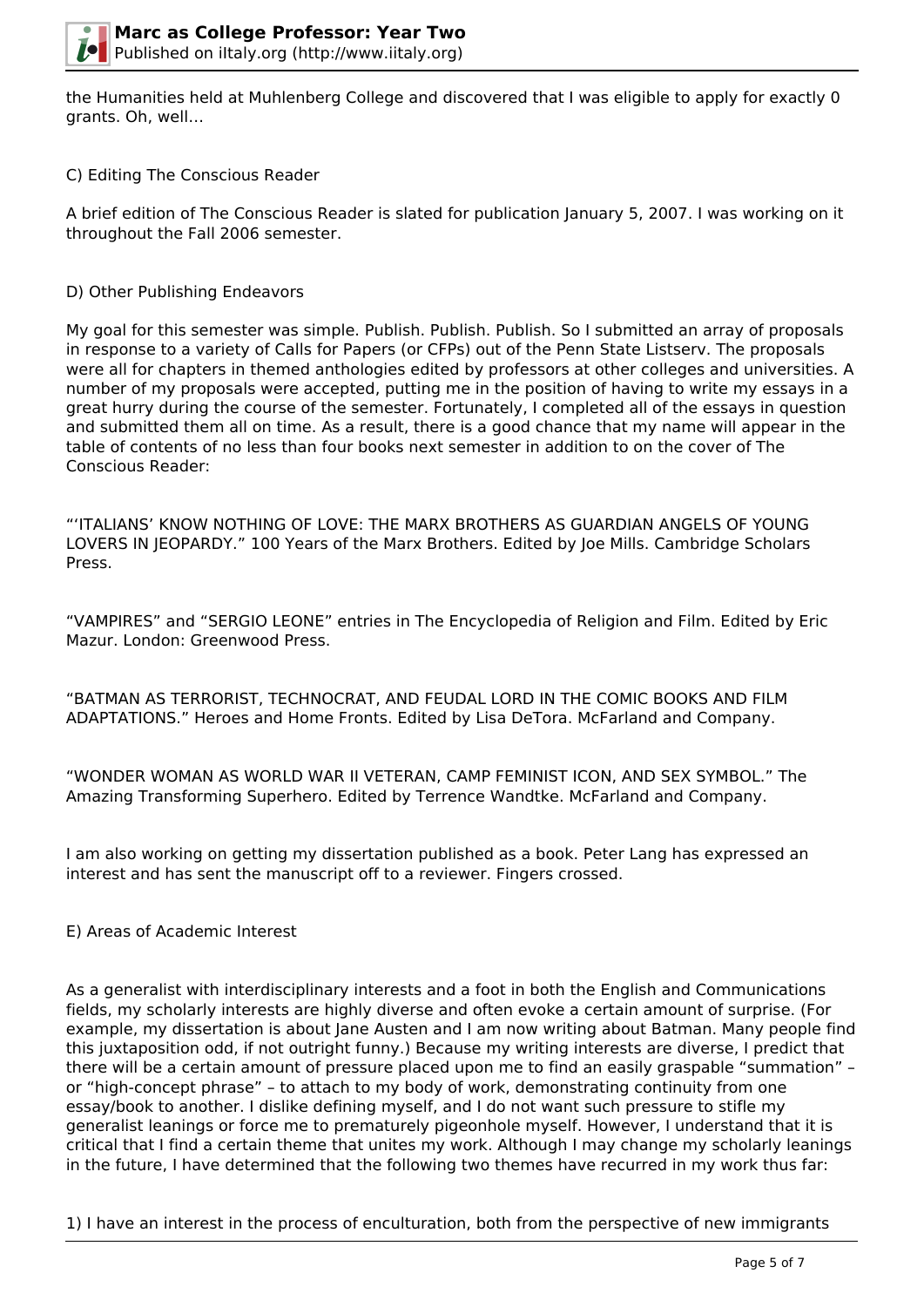the Humanities held at Muhlenberg College and discovered that I was eligible to apply for exactly 0 grants. Oh, well…

C) Editing The Conscious Reader

A brief edition of The Conscious Reader is slated for publication January 5, 2007. I was working on it throughout the Fall 2006 semester.

D) Other Publishing Endeavors

My goal for this semester was simple. Publish. Publish. Publish. So I submitted an array of proposals in response to a variety of Calls for Papers (or CFPs) out of the Penn State Listserv. The proposals were all for chapters in themed anthologies edited by professors at other colleges and universities. A number of my proposals were accepted, putting me in the position of having to write my essays in a great hurry during the course of the semester. Fortunately, I completed all of the essays in question and submitted them all on time. As a result, there is a good chance that my name will appear in the table of contents of no less than four books next semester in addition to on the cover of The Conscious Reader:

"'ITALIANS' KNOW NOTHING OF LOVE: THE MARX BROTHERS AS GUARDIAN ANGELS OF YOUNG LOVERS IN JEOPARDY." 100 Years of the Marx Brothers. Edited by Joe Mills. Cambridge Scholars Press.

"VAMPIRES" and "SERGIO LEONE" entries in The Encyclopedia of Religion and Film. Edited by Eric Mazur. London: Greenwood Press.

"BATMAN AS TERRORIST, TECHNOCRAT, AND FEUDAL LORD IN THE COMIC BOOKS AND FILM ADAPTATIONS." Heroes and Home Fronts. Edited by Lisa DeTora. McFarland and Company.

"WONDER WOMAN AS WORLD WAR II VETERAN, CAMP FEMINIST ICON, AND SEX SYMBOL." The Amazing Transforming Superhero. Edited by Terrence Wandtke. McFarland and Company.

I am also working on getting my dissertation published as a book. Peter Lang has expressed an interest and has sent the manuscript off to a reviewer. Fingers crossed.

E) Areas of Academic Interest

As a generalist with interdisciplinary interests and a foot in both the English and Communications fields, my scholarly interests are highly diverse and often evoke a certain amount of surprise. (For example, my dissertation is about Jane Austen and I am now writing about Batman. Many people find this juxtaposition odd, if not outright funny.) Because my writing interests are diverse, I predict that there will be a certain amount of pressure placed upon me to find an easily graspable "summation" – or "high-concept phrase" – to attach to my body of work, demonstrating continuity from one essay/book to another. I dislike defining myself, and I do not want such pressure to stifle my generalist leanings or force me to prematurely pigeonhole myself. However, I understand that it is critical that I find a certain theme that unites my work. Although I may change my scholarly leanings in the future, I have determined that the following two themes have recurred in my work thus far:

1) I have an interest in the process of enculturation, both from the perspective of new immigrants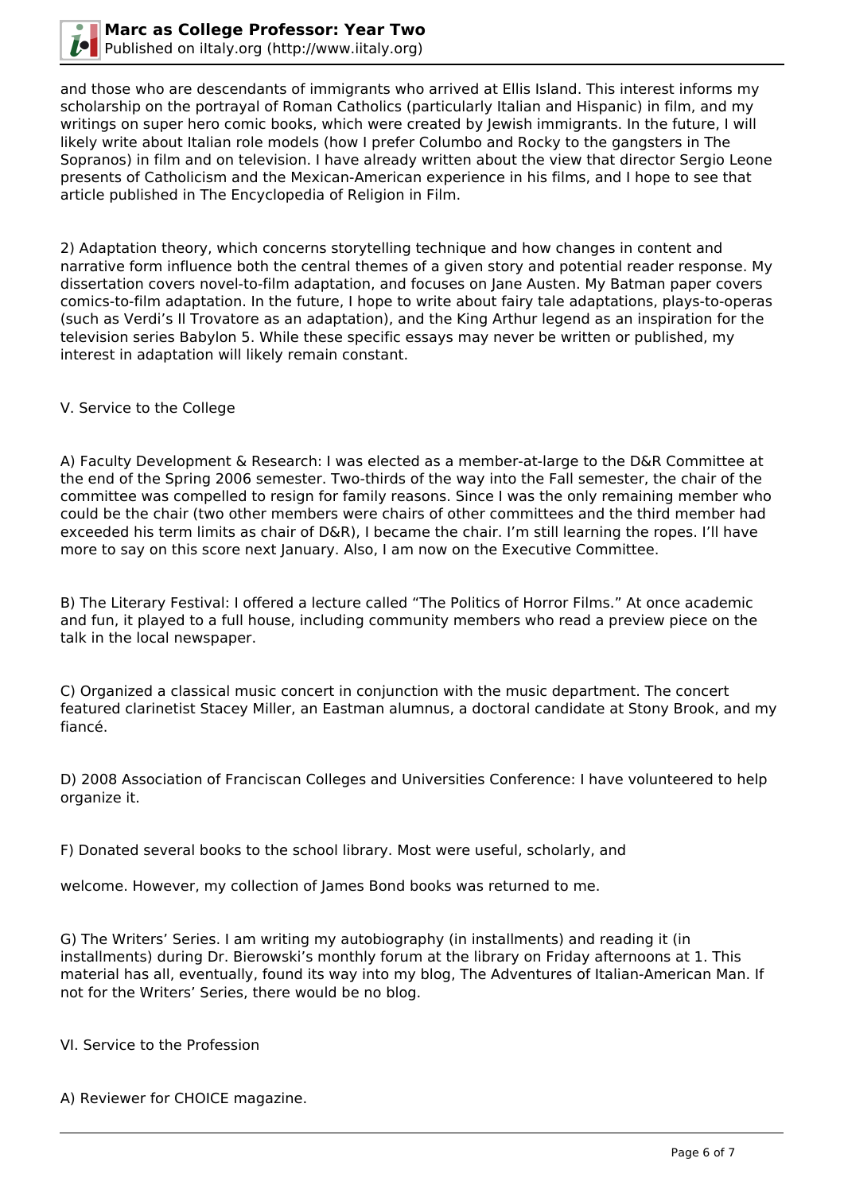and those who are descendants of immigrants who arrived at Ellis Island. This interest informs my scholarship on the portrayal of Roman Catholics (particularly Italian and Hispanic) in film, and my writings on super hero comic books, which were created by Jewish immigrants. In the future, I will likely write about Italian role models (how I prefer Columbo and Rocky to the gangsters in The Sopranos) in film and on television. I have already written about the view that director Sergio Leone presents of Catholicism and the Mexican-American experience in his films, and I hope to see that article published in The Encyclopedia of Religion in Film.

2) Adaptation theory, which concerns storytelling technique and how changes in content and narrative form influence both the central themes of a given story and potential reader response. My dissertation covers novel-to-film adaptation, and focuses on Jane Austen. My Batman paper covers comics-to-film adaptation. In the future, I hope to write about fairy tale adaptations, plays-to-operas (such as Verdi's Il Trovatore as an adaptation), and the King Arthur legend as an inspiration for the television series Babylon 5. While these specific essays may never be written or published, my interest in adaptation will likely remain constant.

V. Service to the College

A) Faculty Development & Research: I was elected as a member-at-large to the D&R Committee at the end of the Spring 2006 semester. Two-thirds of the way into the Fall semester, the chair of the committee was compelled to resign for family reasons. Since I was the only remaining member who could be the chair (two other members were chairs of other committees and the third member had exceeded his term limits as chair of D&R), I became the chair. I'm still learning the ropes. I'll have more to say on this score next January. Also, I am now on the Executive Committee.

B) The Literary Festival: I offered a lecture called "The Politics of Horror Films." At once academic and fun, it played to a full house, including community members who read a preview piece on the talk in the local newspaper.

C) Organized a classical music concert in conjunction with the music department. The concert featured clarinetist Stacey Miller, an Eastman alumnus, a doctoral candidate at Stony Brook, and my fiancé.

D) 2008 Association of Franciscan Colleges and Universities Conference: I have volunteered to help organize it.

F) Donated several books to the school library. Most were useful, scholarly, and

welcome. However, my collection of James Bond books was returned to me.

G) The Writers' Series. I am writing my autobiography (in installments) and reading it (in installments) during Dr. Bierowski's monthly forum at the library on Friday afternoons at 1. This material has all, eventually, found its way into my blog, The Adventures of Italian-American Man. If not for the Writers' Series, there would be no blog.

VI. Service to the Profession

A) Reviewer for CHOICE magazine.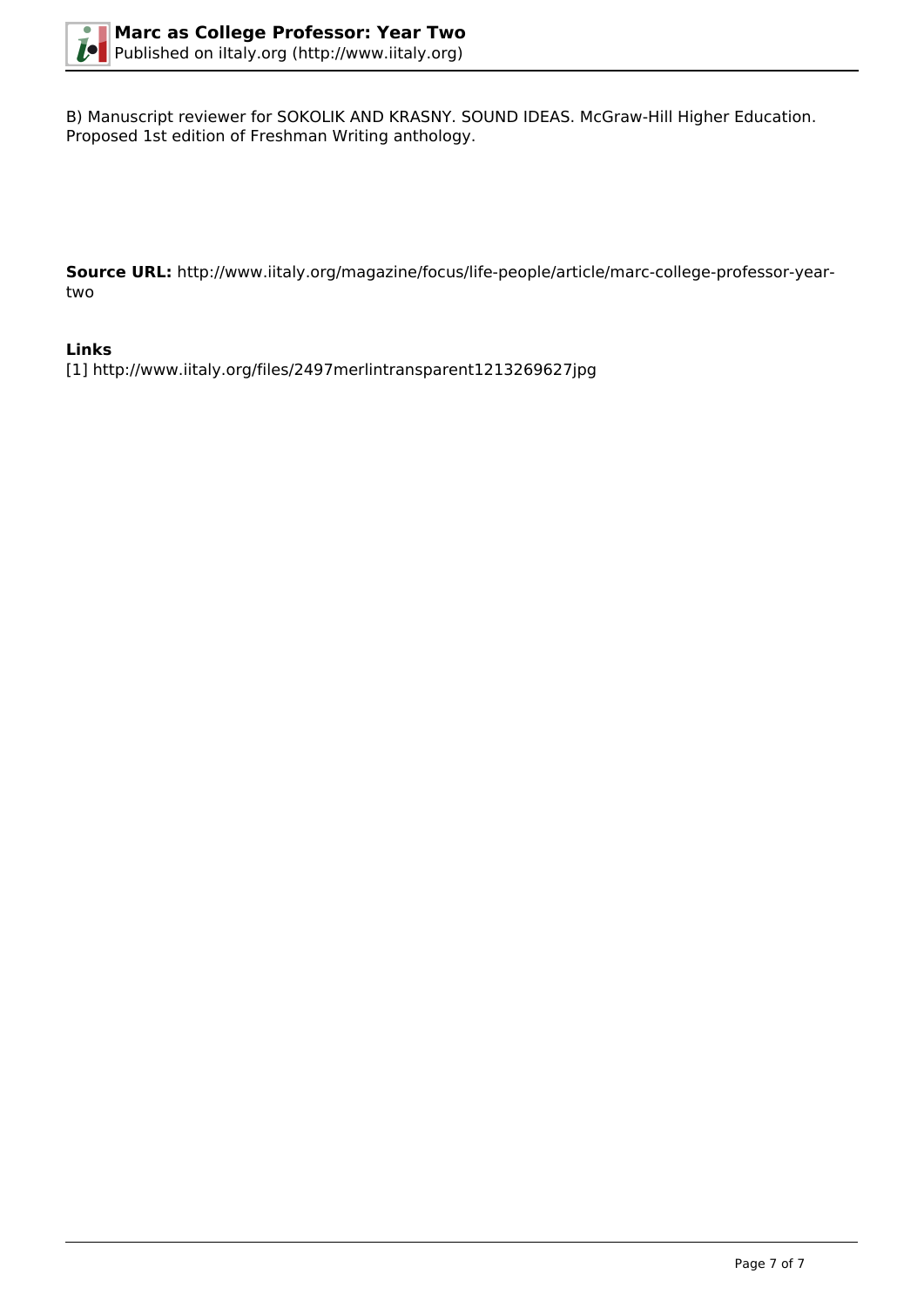B) Manuscript reviewer for SOKOLIK AND KRASNY. SOUND IDEAS. McGraw-Hill Higher Education. Proposed 1st edition of Freshman Writing anthology.

**Source URL:** http://www.iitaly.org/magazine/focus/life-people/article/marc-college-professor-year-two

**Links**

[1] http://www.iitaly.org/files/2497merlintransparent1213269627jpg